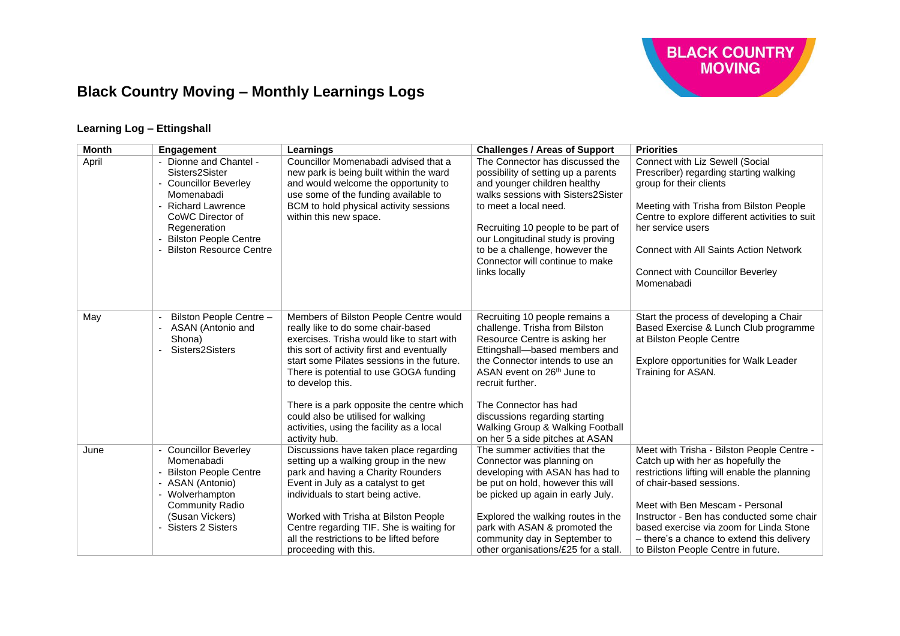# Black Country Moving – Monthly Learnings Logs

BLACK COUNTRY MOVING

### Learning Log – Ettingshall

| Month | Engagement | Learnings | Challenges / Areas of Support | Priorities |
|---|---|---|---|---|
| April | - Dionne and Chantel - Sisters2Sister<br>- Councillor Beverley Momenabadi<br>- Richard Lawrence CoWC Director of Regeneration<br>- Bilston People Centre<br>- Bilston Resource Centre | Councillor Momenabadi advised that a new park is being built within the ward and would welcome the opportunity to use some of the funding available to BCM to hold physical activity sessions within this new space. | The Connector has discussed the possibility of setting up a parents and younger children healthy walks sessions with Sisters2Sister to meet a local need.<br><br>Recruiting 10 people to be part of our Longitudinal study is proving to be a challenge, however the Connector will continue to make links locally | Connect with Liz Sewell (Social Prescriber) regarding starting walking group for their clients<br><br>Meeting with Trisha from Bilston People Centre to explore different activities to suit her service users<br><br>Connect with All Saints Action Network<br><br>Connect with Councillor Beverley Momenabadi |
| May | - Bilston People Centre –<br>- ASAN (Antonio and Shona)<br>- Sisters2Sisters | Members of Bilston People Centre would really like to do some chair-based exercises. Trisha would like to start with this sort of activity first and eventually start some Pilates sessions in the future. There is potential to use GOGA funding to develop this.<br><br>There is a park opposite the centre which could also be utilised for walking activities, using the facility as a local activity hub. | Recruiting 10 people remains a challenge. Trisha from Bilston Resource Centre is asking her Ettingshall—based members and the Connector intends to use an ASAN event on 26th June to recruit further.<br><br>The Connector has had discussions regarding starting Walking Group & Walking Football on her 5 a side pitches at ASAN | Start the process of developing a Chair Based Exercise & Lunch Club programme at Bilston People Centre<br><br>Explore opportunities for Walk Leader Training for ASAN. |
| June | - Councillor Beverley Momenabadi<br>- Bilston People Centre<br>- ASAN (Antonio)<br>- Wolverhampton Community Radio (Susan Vickers)<br>- Sisters 2 Sisters | Discussions have taken place regarding setting up a walking group in the new park and having a Charity Rounders Event in July as a catalyst to get individuals to start being active.<br><br>Worked with Trisha at Bilston People Centre regarding TIF. She is waiting for all the restrictions to be lifted before proceeding with this. | The summer activities that the Connector was planning on developing with ASAN has had to be put on hold, however this will be picked up again in early July.<br><br>Explored the walking routes in the park with ASAN & promoted the community day in September to other organisations/£25 for a stall. | Meet with Trisha - Bilston People Centre - Catch up with her as hopefully the restrictions lifting will enable the planning of chair-based sessions.<br><br>Meet with Ben Mescam - Personal Instructor - Ben has conducted some chair based exercise via zoom for Linda Stone – there's a chance to extend this delivery to Bilston People Centre in future. |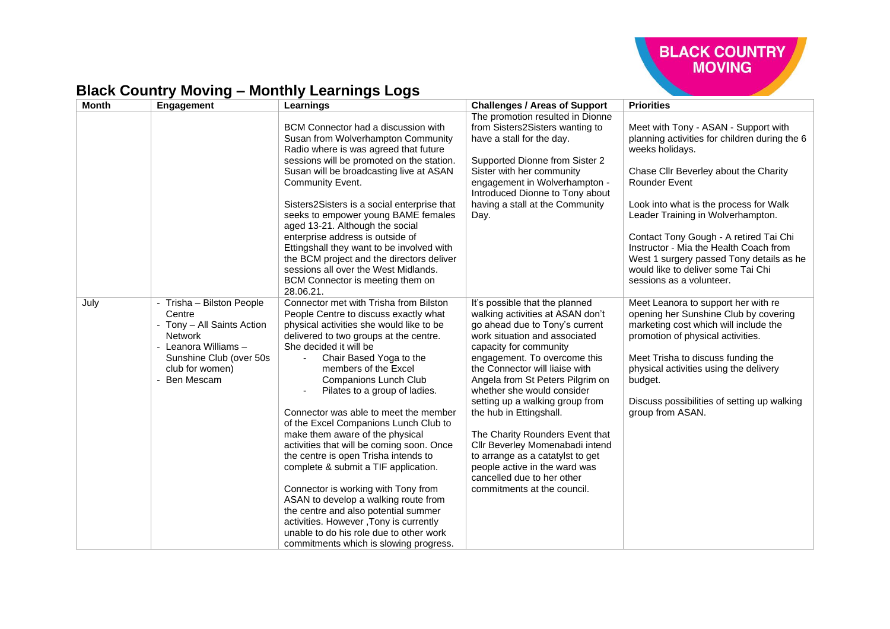# Black Country Moving – Monthly Learnings Logs

| Month | Engagement | Learnings | Challenges / Areas of Support | Priorities |
| --- | --- | --- | --- | --- |
| | | BCM Connector had a discussion with Susan from Wolverhampton Community Radio where is was agreed that future sessions will be promoted on the station. Susan will be broadcasting live at ASAN Community Event.<br><br>Sisters2Sisters is a social enterprise that seeks to empower young BAME females aged 13-21. Although the social enterprise address is outside of Ettingshall they want to be involved with the BCM project and the directors deliver sessions all over the West Midlands. BCM Connector is meeting them on 28.06.21. | The promotion resulted in Dionne from Sisters2Sisters wanting to have a stall for the day.<br><br>Supported Dionne from Sister 2 Sister with her community engagement in Wolverhampton - Introduced Dionne to Tony about having a stall at the Community Day. | Meet with Tony - ASAN - Support with planning activities for children during the 6 weeks holidays.<br><br>Chase Cllr Beverley about the Charity Rounder Event<br><br>Look into what is the process for Walk Leader Training in Wolverhampton.<br><br>Contact Tony Gough - A retired Tai Chi Instructor - Mia the Health Coach from West 1 surgery passed Tony details as he would like to deliver some Tai Chi sessions as a volunteer. |
| July | - Trisha – Bilston People Centre<br>- Tony – All Saints Action Network<br>- Leanora Williams – Sunshine Club (over 50s club for women)<br>- Ben Mescam | Connector met with Trisha from Bilston People Centre to discuss exactly what physical activities she would like to be delivered to two groups at the centre. She decided it will be<br>- Chair Based Yoga to the members of the Excel Companions Lunch Club<br>- Pilates to a group of ladies.<br><br>Connector was able to meet the member of the Excel Companions Lunch Club to make them aware of the physical activities that will be coming soon. Once the centre is open Trisha intends to complete & submit a TIF application.<br><br>Connector is working with Tony from ASAN to develop a walking route from the centre and also potential summer activities. However ,Tony is currently unable to do his role due to other work commitments which is slowing progress. | It's possible that the planned walking activities at ASAN don't go ahead due to Tony's current work situation and associated capacity for community engagement. To overcome this the Connector will liaise with Angela from St Peters Pilgrim on whether she would consider setting up a walking group from the hub in Ettingshall.<br><br>The Charity Rounders Event that Cllr Beverley Momenabadi intend to arrange as a catatylst to get people active in the ward was cancelled due to her other commitments at the council. | Meet Leanora to support her with re opening her Sunshine Club by covering marketing cost which will include the promotion of physical activities.<br><br>Meet Trisha to discuss funding the physical activities using the delivery budget.<br><br>Discuss possibilities of setting up walking group from ASAN. |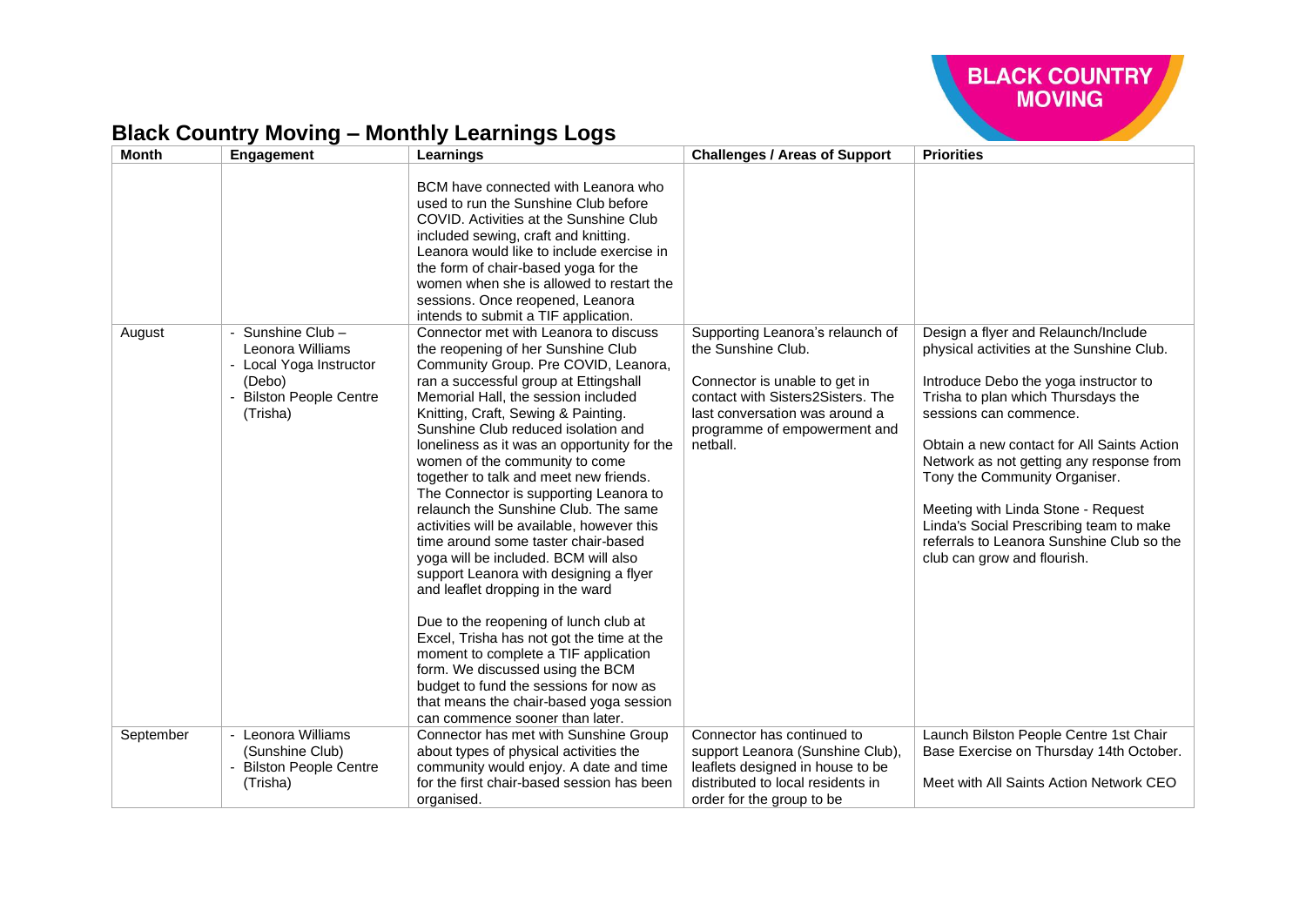# Black Country Moving – Monthly Learnings Logs

| Month | Engagement | Learnings | Challenges / Areas of Support | Priorities |
|---|---|---|---|---|
| | | BCM have connected with Leanora who used to run the Sunshine Club before COVID. Activities at the Sunshine Club included sewing, craft and knitting. Leanora would like to include exercise in the form of chair-based yoga for the women when she is allowed to restart the sessions. Once reopened, Leanora intends to submit a TIF application. | | |
| August | - Sunshine Club – Leonora Williams<br>- Local Yoga Instructor (Debo)<br>- Bilston People Centre (Trisha) | Connector met with Leanora to discuss the reopening of her Sunshine Club Community Group. Pre COVID, Leanora, ran a successful group at Ettingshall Memorial Hall, the session included Knitting, Craft, Sewing & Painting. Sunshine Club reduced isolation and loneliness as it was an opportunity for the women of the community to come together to talk and meet new friends. The Connector is supporting Leanora to relaunch the Sunshine Club. The same activities will be available, however this time around some taster chair-based yoga will be included. BCM will also support Leanora with designing a flyer and leaflet dropping in the ward<br><br>Due to the reopening of lunch club at Excel, Trisha has not got the time at the moment to complete a TIF application form. We discussed using the BCM budget to fund the sessions for now as that means the chair-based yoga session can commence sooner than later. | Supporting Leanora's relaunch of the Sunshine Club.<br><br>Connector is unable to get in contact with Sisters2Sisters. The last conversation was around a programme of empowerment and netball. | Design a flyer and Relaunch/Include physical activities at the Sunshine Club.<br><br>Introduce Debo the yoga instructor to Trisha to plan which Thursdays the sessions can commence.<br><br>Obtain a new contact for All Saints Action Network as not getting any response from Tony the Community Organiser.<br><br>Meeting with Linda Stone - Request Linda's Social Prescribing team to make referrals to Leanora Sunshine Club so the club can grow and flourish. |
| September | - Leonora Williams (Sunshine Club)<br>- Bilston People Centre (Trisha) | Connector has met with Sunshine Group about types of physical activities the community would enjoy. A date and time for the first chair-based session has been organised. | Connector has continued to support Leanora (Sunshine Club), leaflets designed in house to be distributed to local residents in order for the group to be | Launch Bilston People Centre 1st Chair Base Exercise on Thursday 14th October.<br><br>Meet with All Saints Action Network CEO |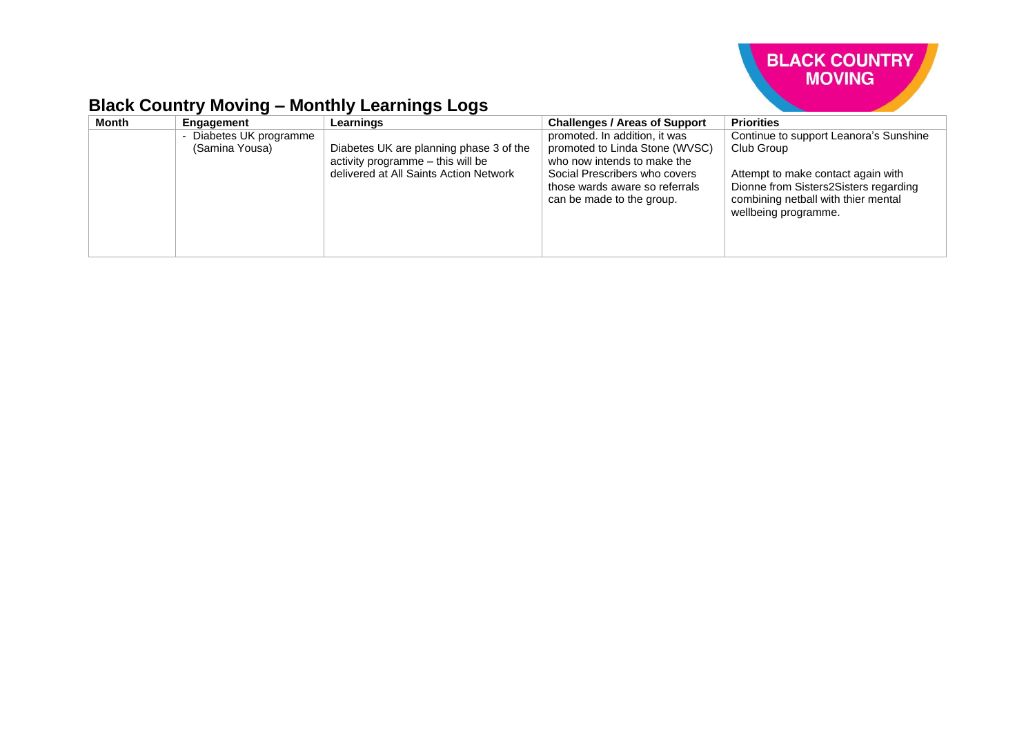# Black Country Moving – Monthly Learnings Logs

| Month | Engagement | Learnings | Challenges / Areas of Support | Priorities |
| --- | --- | --- | --- | --- |
| | - Diabetes UK programme (Samina Yousa) | Diabetes UK are planning phase 3 of the activity programme – this will be delivered at All Saints Action Network | promoted. In addition, it was promoted to Linda Stone (WVSC) who now intends to make the Social Prescribers who covers those wards aware so referrals can be made to the group. | Continue to support Leanora's Sunshine Club Group<br><br>Attempt to make contact again with Dionne from Sisters2Sisters regarding combining netball with thier mental wellbeing programme. |